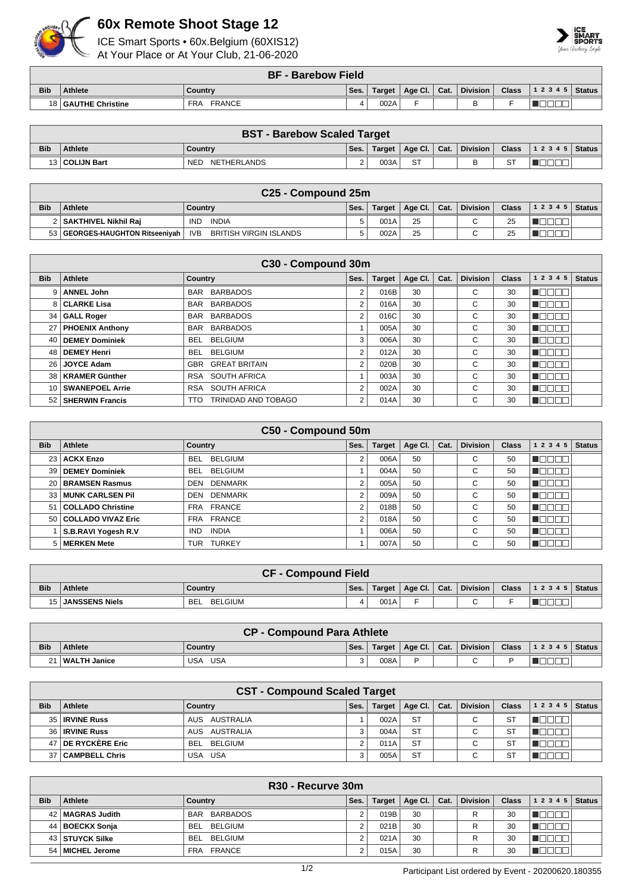# 60x Remote Shoot Stage 12

ICE Smart Sports • 60x.Belgium (60XIS12)
At Your Place or At Your Club, 21-06-2020

| BF - Barebow Field | | | | | | | | | | |
|---|---|---|---|---|---|---|---|---|---|---|
| Bib | Athlete | Country | Ses. | Target | Age Cl. | Cat. | Division | Class | 1 2 3 4 5 | Status |
| 18 | GAUTHE Christine | FRA FRANCE | 4 | 002A | F | | B | F | | |

| BST - Barebow Scaled Target | | | | | | | | | | |
|---|---|---|---|---|---|---|---|---|---|---|
| Bib | Athlete | Country | Ses. | Target | Age Cl. | Cat. | Division | Class | 1 2 3 4 5 | Status |
| 13 | COLIJN Bart | NED NETHERLANDS | 2 | 003A | ST | | B | ST | | |

| C25 - Compound 25m | | | | | | | | | | |
|---|---|---|---|---|---|---|---|---|---|---|
| Bib | Athlete | Country | Ses. | Target | Age Cl. | Cat. | Division | Class | 1 2 3 4 5 | Status |
| 2 | SAKTHIVEL Nikhil Raj | IND INDIA | 5 | 001A | 25 | | C | 25 | | |
| 53 | GEORGES-HAUGHTON Ritseeniyah | IVB BRITISH VIRGIN ISLANDS | 5 | 002A | 25 | | C | 25 | | |

| C30 - Compound 30m | | | | | | | | | | |
|---|---|---|---|---|---|---|---|---|---|---|
| Bib | Athlete | Country | Ses. | Target | Age Cl. | Cat. | Division | Class | 1 2 3 4 5 | Status |
| 9 | ANNEL John | BAR BARBADOS | 2 | 016B | 30 | | C | 30 | | |
| 8 | CLARKE Lisa | BAR BARBADOS | 2 | 016A | 30 | | C | 30 | | |
| 34 | GALL Roger | BAR BARBADOS | 2 | 016C | 30 | | C | 30 | | |
| 27 | PHOENIX Anthony | BAR BARBADOS | 1 | 005A | 30 | | C | 30 | | |
| 40 | DEMEY Dominiek | BEL BELGIUM | 3 | 006A | 30 | | C | 30 | | |
| 48 | DEMEY Henri | BEL BELGIUM | 2 | 012A | 30 | | C | 30 | | |
| 26 | JOYCE Adam | GBR GREAT BRITAIN | 2 | 020B | 30 | | C | 30 | | |
| 38 | KRAMER Günther | RSA SOUTH AFRICA | 1 | 003A | 30 | | C | 30 | | |
| 10 | SWANEPOEL Arrie | RSA SOUTH AFRICA | 2 | 002A | 30 | | C | 30 | | |
| 52 | SHERWIN Francis | TTO TRINIDAD AND TOBAGO | 2 | 014A | 30 | | C | 30 | | |

| C50 - Compound 50m | | | | | | | | | | |
|---|---|---|---|---|---|---|---|---|---|---|
| Bib | Athlete | Country | Ses. | Target | Age Cl. | Cat. | Division | Class | 1 2 3 4 5 | Status |
| 23 | ACKX Enzo | BEL BELGIUM | 2 | 006A | 50 | | C | 50 | | |
| 39 | DEMEY Dominiek | BEL BELGIUM | 1 | 004A | 50 | | C | 50 | | |
| 20 | BRAMSEN Rasmus | DEN DENMARK | 2 | 005A | 50 | | C | 50 | | |
| 33 | MUNK CARLSEN Pil | DEN DENMARK | 2 | 009A | 50 | | C | 50 | | |
| 51 | COLLADO Christine | FRA FRANCE | 2 | 018B | 50 | | C | 50 | | |
| 50 | COLLADO VIVAZ Eric | FRA FRANCE | 2 | 018A | 50 | | C | 50 | | |
| 1 | S.B.RAVI Yogesh R.V | IND INDIA | 1 | 006A | 50 | | C | 50 | | |
| 5 | MERKEN Mete | TUR TURKEY | 1 | 007A | 50 | | C | 50 | | |

| CF - Compound Field | | | | | | | | | | |
|---|---|---|---|---|---|---|---|---|---|---|
| Bib | Athlete | Country | Ses. | Target | Age Cl. | Cat. | Division | Class | 1 2 3 4 5 | Status |
| 15 | JANSSENS Niels | BEL BELGIUM | 4 | 001A | F | | C | F | | |

| CP - Compound Para Athlete | | | | | | | | | | |
|---|---|---|---|---|---|---|---|---|---|---|
| Bib | Athlete | Country | Ses. | Target | Age Cl. | Cat. | Division | Class | 1 2 3 4 5 | Status |
| 21 | WALTH Janice | USA USA | 3 | 008A | P | | C | P | | |

| CST - Compound Scaled Target | | | | | | | | | | |
|---|---|---|---|---|---|---|---|---|---|---|
| Bib | Athlete | Country | Ses. | Target | Age Cl. | Cat. | Division | Class | 1 2 3 4 5 | Status |
| 35 | IRVINE Russ | AUS AUSTRALIA | 1 | 002A | ST | | C | ST | | |
| 36 | IRVINE Russ | AUS AUSTRALIA | 3 | 004A | ST | | C | ST | | |
| 47 | DE RYCKÈRE Eric | BEL BELGIUM | 2 | 011A | ST | | C | ST | | |
| 37 | CAMPBELL Chris | USA USA | 3 | 005A | ST | | C | ST | | |

| R30 - Recurve 30m | | | | | | | | | | |
|---|---|---|---|---|---|---|---|---|---|---|
| Bib | Athlete | Country | Ses. | Target | Age Cl. | Cat. | Division | Class | 1 2 3 4 5 | Status |
| 42 | MAGRAS Judith | BAR BARBADOS | 2 | 019B | 30 | | R | 30 | | |
| 44 | BOECKX Sonja | BEL BELGIUM | 2 | 021B | 30 | | R | 30 | | |
| 43 | STUYCK Silke | BEL BELGIUM | 2 | 021A | 30 | | R | 30 | | |
| 54 | MICHEL Jerome | FRA FRANCE | 2 | 015A | 30 | | R | 30 | | |

Participant List ordered by Event - 20200620.180355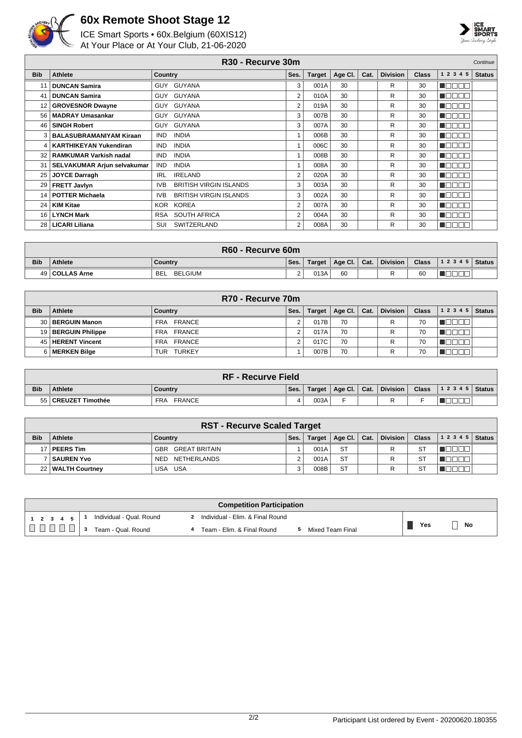# 60x Remote Shoot Stage 12

ICE Smart Sports • 60x.Belgium (60XIS12)
At Your Place or At Your Club, 21-06-2020

## R30 - Recurve 30m

*Continue*

| Bib | Athlete | Country | | Ses. | Target | Age Cl. | Cat. | Division | Class | 1 2 3 4 5 | Status |
|---|---|---|---|---|---|---|---|---|---|---|---|
| 11 | **DUNCAN Samira** | GUY | GUYANA | 3 | 001A | 30 | | R | 30 | ■□□□□ | |
| 41 | **DUNCAN Samira** | GUY | GUYANA | 2 | 010A | 30 | | R | 30 | ■□□□□ | |
| 12 | **GROVESNOR Dwayne** | GUY | GUYANA | 2 | 019A | 30 | | R | 30 | ■□□□□ | |
| 56 | **MADRAY Umasankar** | GUY | GUYANA | 3 | 007B | 30 | | R | 30 | ■□□□□ | |
| 46 | **SINGH Robert** | GUY | GUYANA | 3 | 007A | 30 | | R | 30 | ■□□□□ | |
| 3 | **BALASUBRAMANIYAM Kiraan** | IND | INDIA | 1 | 006B | 30 | | R | 30 | ■□□□□ | |
| 4 | **KARTHIKEYAN Yukendiran** | IND | INDIA | 1 | 006C | 30 | | R | 30 | ■□□□□ | |
| 32 | **RAMKUMAR Varkish nadal** | IND | INDIA | 1 | 008B | 30 | | R | 30 | ■□□□□ | |
| 31 | **SELVAKUMAR Arjun selvakumar** | IND | INDIA | 1 | 008A | 30 | | R | 30 | ■□□□□ | |
| 25 | **JOYCE Darragh** | IRL | IRELAND | 2 | 020A | 30 | | R | 30 | ■□□□□ | |
| 29 | **FRETT Javlyn** | IVB | BRITISH VIRGIN ISLANDS | 3 | 003A | 30 | | R | 30 | ■□□□□ | |
| 14 | **POTTER Michaela** | IVB | BRITISH VIRGIN ISLANDS | 3 | 002A | 30 | | R | 30 | ■□□□□ | |
| 24 | **KIM Kitae** | KOR | KOREA | 2 | 007A | 30 | | R | 30 | ■□□□□ | |
| 16 | **LYNCH Mark** | RSA | SOUTH AFRICA | 2 | 004A | 30 | | R | 30 | ■□□□□ | |
| 28 | **LICARI Liliana** | SUI | SWITZERLAND | 2 | 008A | 30 | | R | 30 | ■□□□□ | |

## R60 - Recurve 60m

| Bib | Athlete | Country | | Ses. | Target | Age Cl. | Cat. | Division | Class | 1 2 3 4 5 | Status |
|---|---|---|---|---|---|---|---|---|---|---|---|
| 49 | **COLLAS Arne** | BEL | BELGIUM | 2 | 013A | 60 | | R | 60 | ■□□□□ | |

## R70 - Recurve 70m

| Bib | Athlete | Country | | Ses. | Target | Age Cl. | Cat. | Division | Class | 1 2 3 4 5 | Status |
|---|---|---|---|---|---|---|---|---|---|---|---|
| 30 | **BERGUIN Manon** | FRA | FRANCE | 2 | 017B | 70 | | R | 70 | ■□□□□ | |
| 19 | **BERGUIN Philippe** | FRA | FRANCE | 2 | 017A | 70 | | R | 70 | ■□□□□ | |
| 45 | **HERENT Vincent** | FRA | FRANCE | 2 | 017C | 70 | | R | 70 | ■□□□□ | |
| 6 | **MERKEN Bilge** | TUR | TURKEY | 1 | 007B | 70 | | R | 70 | ■□□□□ | |

## RF - Recurve Field

| Bib | Athlete | Country | | Ses. | Target | Age Cl. | Cat. | Division | Class | 1 2 3 4 5 | Status |
|---|---|---|---|---|---|---|---|---|---|---|---|
| 55 | **CREUZET Timothée** | FRA | FRANCE | 4 | 003A | F | | R | F | ■□□□□ | |

## RST - Recurve Scaled Target

| Bib | Athlete | Country | | Ses. | Target | Age Cl. | Cat. | Division | Class | 1 2 3 4 5 | Status |
|---|---|---|---|---|---|---|---|---|---|---|---|
| 17 | **PEERS Tim** | GBR | GREAT BRITAIN | 1 | 001A | ST | | R | ST | ■□□□□ | |
| 7 | **SAUREN Yvo** | NED | NETHERLANDS | 2 | 001A | ST | | R | ST | ■□□□□ | |
| 22 | **WALTH Courtney** | USA | USA | 3 | 008B | ST | | R | ST | ■□□□□ | |

## Competition Participation

1 2 3 4 5

1 Individual - Qual. Round
2 Individual - Elim. & Final Round
3 Team - Qual. Round
4 Team - Elim. & Final Round
5 Mixed Team Final

■ Yes □ No

Participant List ordered by Event - 20200620.180355